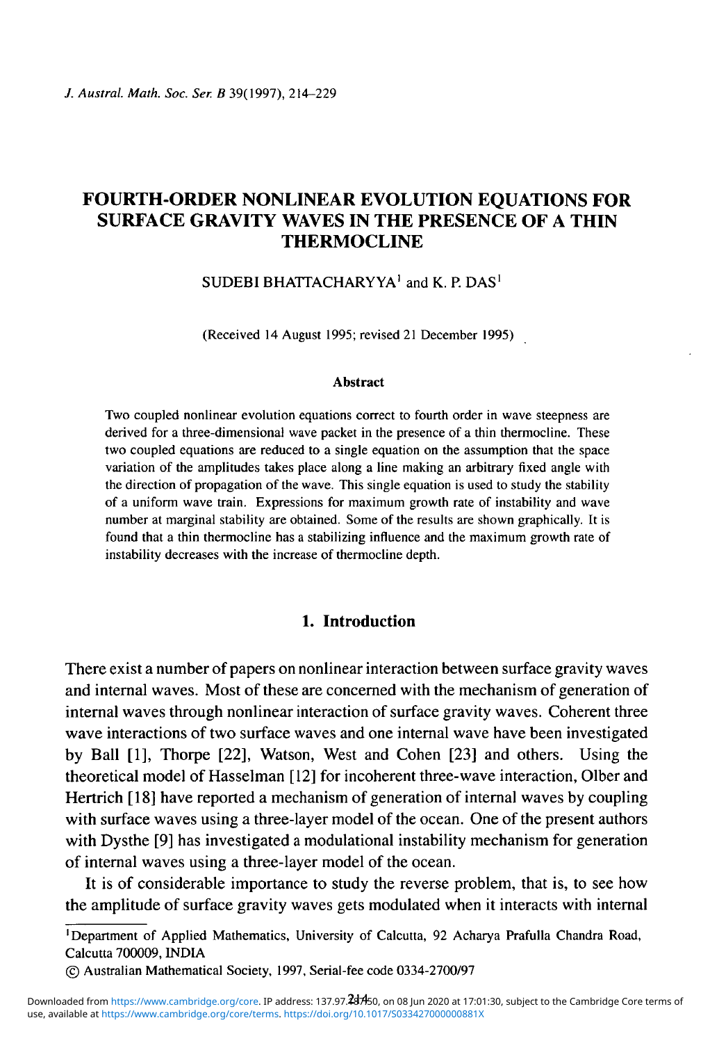# FOURTH-ORDER NONLINEAR EVOLUTION EQUATIONS FOR SURFACE GRAVITY WAVES IN THE PRESENCE OF A THIN THERMOCLINE

SUDEBI BHATTACHARYYA[1] and K. P. DAS[1]

(Received 14 August 1995; revised 21 December 1995)

#### Abstract

Two coupled nonlinear evolution equations correct to fourth order in wave steepness are derived for a three-dimensional wave packet in the presence of a thin thermocline. These two coupled equations are reduced to a single equation on the assumption that the space variation of the amplitudes takes place along a line making an arbitrary fixed angle with the direction of propagation of the wave. This single equation is used to study the stability of a uniform wave train. Expressions for maximum growth rate of instability and wave number at marginal stability are obtained. Some of the results are shown graphically. It is found that a thin thermocline has a stabilizing influence and the maximum growth rate of instability decreases with the increase of thermocline depth.

## 1. Introduction

There exist a number of papers on nonlinear interaction between surface gravity waves and internal waves. Most of these are concerned with the mechanism of generation of internal waves through nonlinear interaction of surface gravity waves. Coherent three wave interactions of two surface waves and one internal wave have been investigated by Ball [1], Thorpe [22], Watson, West and Cohen [23] and others. Using the theoretical model of Hasselman [12] for incoherent three-wave interaction, Olber and Hertrich [18] have reported a mechanism of generation of internal waves by coupling with surface waves using a three-layer model of the ocean. One of the present authors with Dysthe [9] has investigated a modulational instability mechanism for generation of internal waves using a three-layer model of the ocean.

It is of considerable importance to study the reverse problem, that is, to see how the amplitude of surface gravity waves gets modulated when it interacts with internal

[1]Department of Applied Mathematics, University of Calcutta, 92 Acharya Prafulla Chandra Road, Calcutta 700009, INDIA

© Australian Mathematical Society, 1997, Serial-fee code 0334-2700/97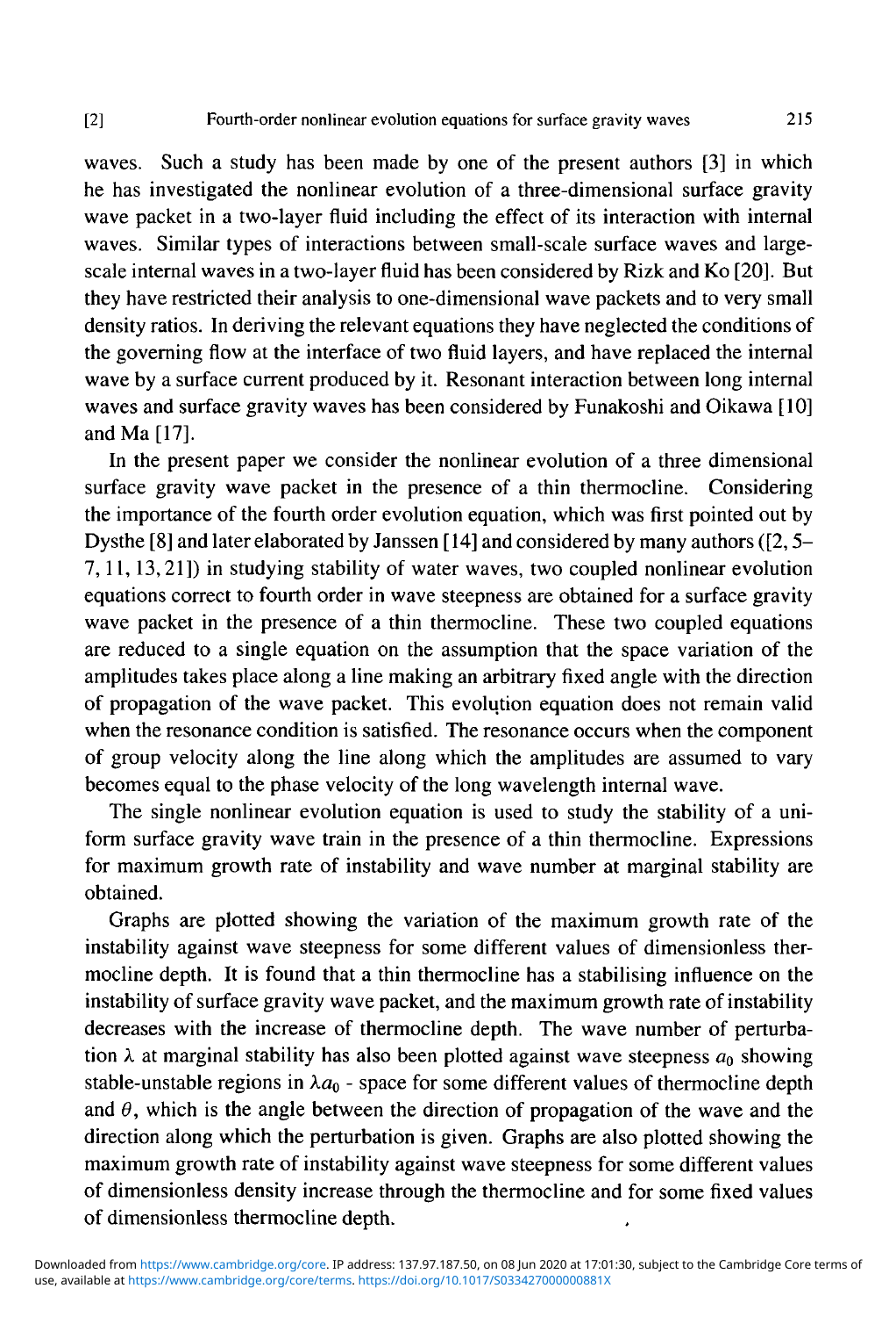waves. Such a study has been made by one of the present authors [3] in which he has investigated the nonlinear evolution of a three-dimensional surface gravity wave packet in a two-layer fluid including the effect of its interaction with internal waves. Similar types of interactions between small-scale surface waves and large-scale internal waves in a two-layer fluid has been considered by Rizk and Ko [20]. But they have restricted their analysis to one-dimensional wave packets and to very small density ratios. In deriving the relevant equations they have neglected the conditions of the governing flow at the interface of two fluid layers, and have replaced the internal wave by a surface current produced by it. Resonant interaction between long internal waves and surface gravity waves has been considered by Funakoshi and Oikawa [10] and Ma [17].

In the present paper we consider the nonlinear evolution of a three dimensional surface gravity wave packet in the presence of a thin thermocline. Considering the importance of the fourth order evolution equation, which was first pointed out by Dysthe [8] and later elaborated by Janssen [14] and considered by many authors ([2, 5–7, 11, 13, 21]) in studying stability of water waves, two coupled nonlinear evolution equations correct to fourth order in wave steepness are obtained for a surface gravity wave packet in the presence of a thin thermocline. These two coupled equations are reduced to a single equation on the assumption that the space variation of the amplitudes takes place along a line making an arbitrary fixed angle with the direction of propagation of the wave packet. This evolution equation does not remain valid when the resonance condition is satisfied. The resonance occurs when the component of group velocity along the line along which the amplitudes are assumed to vary becomes equal to the phase velocity of the long wavelength internal wave.

The single nonlinear evolution equation is used to study the stability of a uniform surface gravity wave train in the presence of a thin thermocline. Expressions for maximum growth rate of instability and wave number at marginal stability are obtained.

Graphs are plotted showing the variation of the maximum growth rate of the instability against wave steepness for some different values of dimensionless thermocline depth. It is found that a thin thermocline has a stabilising influence on the instability of surface gravity wave packet, and the maximum growth rate of instability decreases with the increase of thermocline depth. The wave number of perturbation $\lambda$ at marginal stability has also been plotted against wave steepness $a_0$ showing stable-unstable regions in $\lambda a_0$ - space for some different values of thermocline depth and $\theta$, which is the angle between the direction of propagation of the wave and the direction along which the perturbation is given. Graphs are also plotted showing the maximum growth rate of instability against wave steepness for some different values of dimensionless density increase through the thermocline and for some fixed values of dimensionless thermocline depth.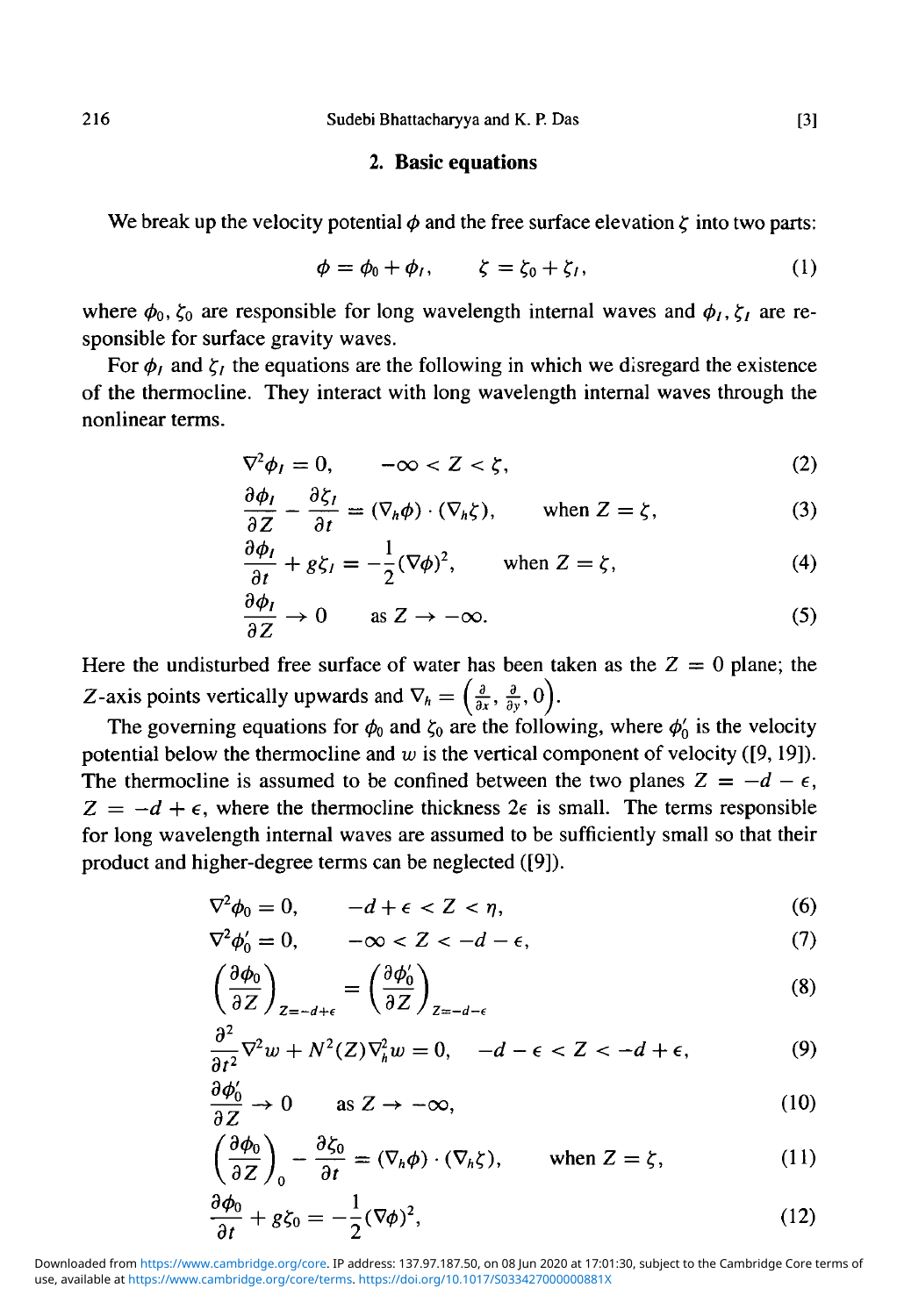## 2. Basic equations

We break up the velocity potential $\phi$ and the free surface elevation $\zeta$ into two parts:

$$\phi = \phi_0 + \phi_I, \qquad \zeta = \zeta_0 + \zeta_I, \tag{1}$$

where $\phi_0, \zeta_0$ are responsible for long wavelength internal waves and $\phi_I, \zeta_I$ are responsible for surface gravity waves.

For $\phi_I$ and $\zeta_I$ the equations are the following in which we disregard the existence of the thermocline. They interact with long wavelength internal waves through the nonlinear terms.

$$\nabla^2 \phi_I = 0, \qquad -\infty < Z < \zeta, \tag{2}$$

$$\frac{\partial \phi_I}{\partial Z} - \frac{\partial \zeta_I}{\partial t} = (\nabla_h \phi) \cdot (\nabla_h \zeta), \qquad \text{when } Z = \zeta, \tag{3}$$

$$\frac{\partial \phi_I}{\partial t} + g\zeta_I = -\frac{1}{2}(\nabla \phi)^2, \qquad \text{when } Z = \zeta, \tag{4}$$

$$\frac{\partial \phi_I}{\partial Z} \to 0 \qquad \text{as } Z \to -\infty. \tag{5}$$

Here the undisturbed free surface of water has been taken as the $Z = 0$ plane; the $Z$-axis points vertically upwards and $\nabla_h = \left(\frac{\partial}{\partial x}, \frac{\partial}{\partial y}, 0\right)$.

The governing equations for $\phi_0$ and $\zeta_0$ are the following, where $\phi_0'$ is the velocity potential below the thermocline and $w$ is the vertical component of velocity ([9, 19]). The thermocline is assumed to be confined between the two planes $Z = -d - \epsilon$, $Z = -d + \epsilon$, where the thermocline thickness $2\epsilon$ is small. The terms responsible for long wavelength internal waves are assumed to be sufficiently small so that their product and higher-degree terms can be neglected ([9]).

$$\nabla^2 \phi_0 = 0, \qquad -d + \epsilon < Z < \eta, \tag{6}$$

$$\nabla^2 \phi_0' = 0, \qquad -\infty < Z < -d - \epsilon, \tag{7}$$

$$\left(\frac{\partial \phi_0}{\partial Z}\right)_{Z=-d+\epsilon} = \left(\frac{\partial \phi_0'}{\partial Z}\right)_{Z=-d-\epsilon} \tag{8}$$

$$\frac{\partial^2}{\partial t^2}\nabla^2 w + N^2(Z)\nabla_h^2 w = 0, \quad -d - \epsilon < Z < -d + \epsilon, \tag{9}$$

$$\frac{\partial \phi_0'}{\partial Z} \to 0 \qquad \text{as } Z \to -\infty, \tag{10}$$

$$\left(\frac{\partial \phi_0}{\partial Z}\right)_0 - \frac{\partial \zeta_0}{\partial t} = (\nabla_h \phi) \cdot (\nabla_h \zeta), \qquad \text{when } Z = \zeta, \tag{11}$$

$$\frac{\partial \phi_0}{\partial t} + g\zeta_0 = -\frac{1}{2}(\nabla \phi)^2, \tag{12}$$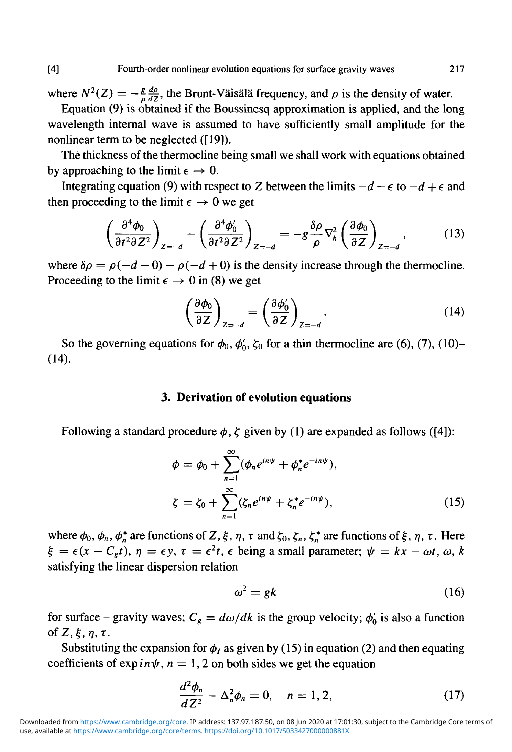where $N^2(Z) = -\frac{g}{\rho}\frac{d\rho}{dZ}$, the Brunt-Väisälä frequency, and $\rho$ is the density of water.

Equation (9) is obtained if the Boussinesq approximation is applied, and the long wavelength internal wave is assumed to have sufficiently small amplitude for the nonlinear term to be neglected ([19]).

The thickness of the thermocline being small we shall work with equations obtained by approaching to the limit $\epsilon \to 0$.

Integrating equation (9) with respect to $Z$ between the limits $-d-\epsilon$ to $-d+\epsilon$ and then proceeding to the limit $\epsilon \to 0$ we get

$$\left(\frac{\partial^4 \phi_0}{\partial t^2 \partial Z^2}\right)_{Z=-d} - \left(\frac{\partial^4 \phi_0'}{\partial t^2 \partial Z^2}\right)_{Z=-d} = -g\frac{\delta\rho}{\rho}\nabla_h^2\left(\frac{\partial \phi_0}{\partial Z}\right)_{Z=-d}, \tag{13}$$

where $\delta\rho = \rho(-d-0) - \rho(-d+0)$ is the density increase through the thermocline. Proceeding to the limit $\epsilon \to 0$ in (8) we get

$$\left(\frac{\partial \phi_0}{\partial Z}\right)_{Z=-d} = \left(\frac{\partial \phi_0'}{\partial Z}\right)_{Z=-d}. \tag{14}$$

So the governing equations for $\phi_0$, $\phi_0'$, $\zeta_0$ for a thin thermocline are (6), (7), (10)–(14).

## 3. Derivation of evolution equations

Following a standard procedure $\phi$, $\zeta$ given by (1) are expanded as follows ([4]):

$$\phi = \phi_0 + \sum_{n=1}^{\infty}(\phi_n e^{in\psi} + \phi_n^* e^{-in\psi}),$$

$$\zeta = \zeta_0 + \sum_{n=1}^{\infty}(\zeta_n e^{in\psi} + \zeta_n^* e^{-in\psi}), \tag{15}$$

where $\phi_0$, $\phi_n$, $\phi_n^*$ are functions of $Z, \xi, \eta, \tau$ and $\zeta_0$, $\zeta_n$, $\zeta_n^*$ are functions of $\xi, \eta, \tau$. Here $\xi = \epsilon(x - C_g t)$, $\eta = \epsilon y$, $\tau = \epsilon^2 t$, $\epsilon$ being a small parameter; $\psi = kx - \omega t$, $\omega$, $k$ satisfying the linear dispersion relation

$$\omega^2 = gk \tag{16}$$

for surface – gravity waves; $C_g = d\omega/dk$ is the group velocity; $\phi_0'$ is also a function of $Z, \xi, \eta, \tau$.

Substituting the expansion for $\phi_l$ as given by (15) in equation (2) and then equating coefficients of $\exp in\psi$, $n = 1, 2$ on both sides we get the equation

$$\frac{d^2\phi_n}{dZ^2} - \Delta_n^2 \phi_n = 0, \quad n = 1, 2, \tag{17}$$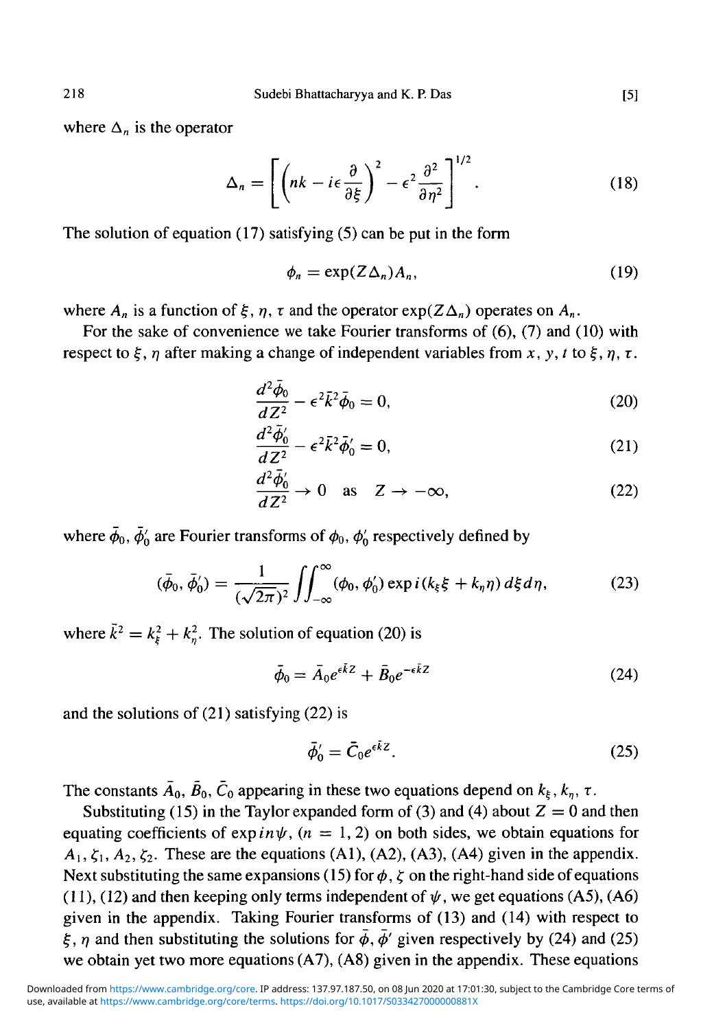where $\Delta_n$ is the operator

$$\Delta_n = \left[ \left( nk - i\epsilon \frac{\partial}{\partial \xi} \right)^2 - \epsilon^2 \frac{\partial^2}{\partial \eta^2} \right]^{1/2}. \tag{18}$$

The solution of equation (17) satisfying (5) can be put in the form

$$\phi_n = \exp(Z\Delta_n) A_n, \tag{19}$$

where $A_n$ is a function of $\xi$, $\eta$, $\tau$ and the operator $\exp(Z\Delta_n)$ operates on $A_n$.

For the sake of convenience we take Fourier transforms of (6), (7) and (10) with respect to $\xi$, $\eta$ after making a change of independent variables from $x$, $y$, $t$ to $\xi$, $\eta$, $\tau$.

$$\frac{d^2\bar{\phi}_0}{dZ^2} - \epsilon^2 \bar{k}^2 \bar{\phi}_0 = 0, \tag{20}$$

$$\frac{d^2\bar{\phi}_0'}{dZ^2} - \epsilon^2 \bar{k}^2 \bar{\phi}_0' = 0, \tag{21}$$

$$\frac{d^2\bar{\phi}_0'}{dZ^2} \to 0 \quad \text{as} \quad Z \to -\infty, \tag{22}$$

where $\bar{\phi}_0$, $\bar{\phi}_0'$ are Fourier transforms of $\phi_0$, $\phi_0'$ respectively defined by

$$(\bar{\phi}_0, \bar{\phi}_0') = \frac{1}{(\sqrt{2\pi})^2} \iint_{-\infty}^{\infty} (\phi_0, \phi_0') \exp i(k_\xi \xi + k_\eta \eta)\, d\xi d\eta, \tag{23}$$

where $\bar{k}^2 = k_\xi^2 + k_\eta^2$. The solution of equation (20) is

$$\bar{\phi}_0 = \bar{A}_0 e^{\epsilon \bar{k} Z} + \bar{B}_0 e^{-\epsilon \bar{k} Z} \tag{24}$$

and the solutions of (21) satisfying (22) is

$$\bar{\phi}_0' = \bar{C}_0 e^{\epsilon \bar{k} Z}. \tag{25}$$

The constants $\bar{A}_0$, $\bar{B}_0$, $\bar{C}_0$ appearing in these two equations depend on $k_\xi$, $k_\eta$, $\tau$.

Substituting (15) in the Taylor expanded form of (3) and (4) about $Z = 0$ and then equating coefficients of $\exp in\psi$, $(n = 1, 2)$ on both sides, we obtain equations for $A_1$, $\zeta_1$, $A_2$, $\zeta_2$. These are the equations (A1), (A2), (A3), (A4) given in the appendix. Next substituting the same expansions (15) for $\phi$, $\zeta$ on the right-hand side of equations (11), (12) and then keeping only terms independent of $\psi$, we get equations (A5), (A6) given in the appendix. Taking Fourier transforms of (13) and (14) with respect to $\xi$, $\eta$ and then substituting the solutions for $\bar{\phi}$, $\bar{\phi}'$ given respectively by (24) and (25) we obtain yet two more equations (A7), (A8) given in the appendix. These equations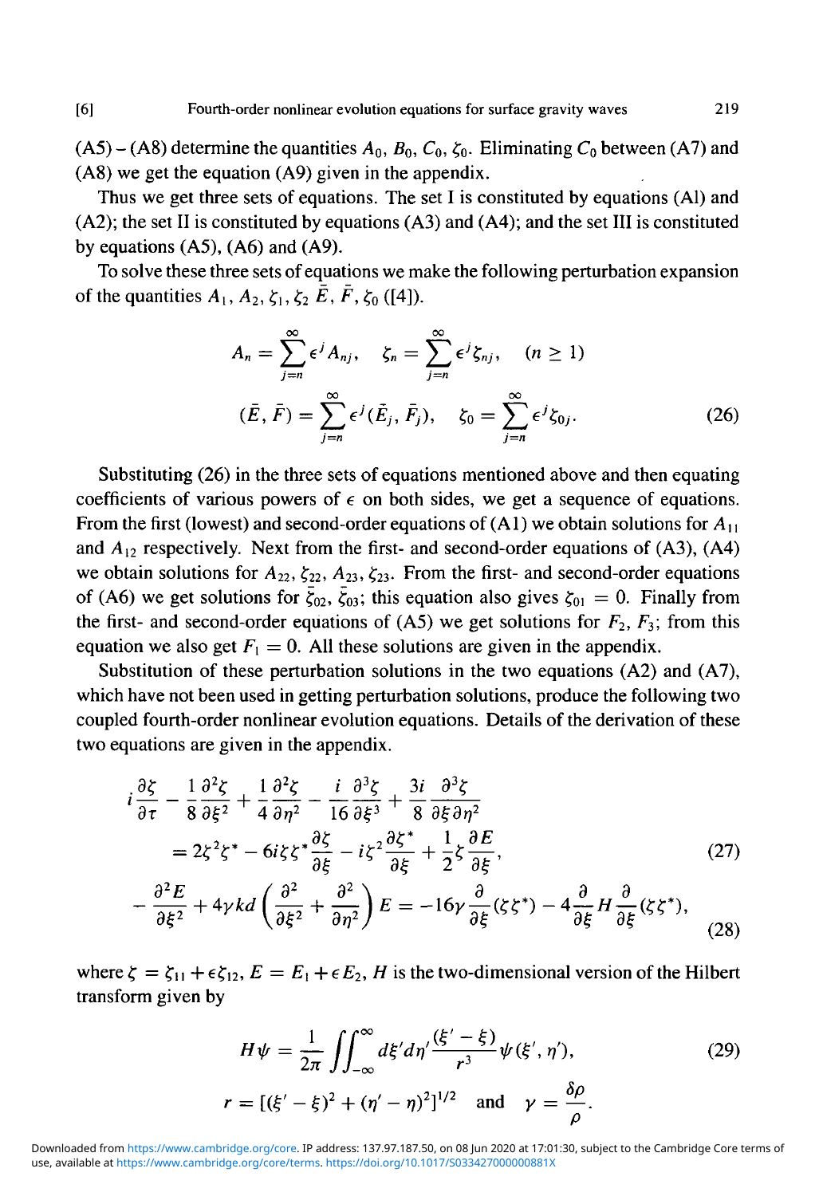(A5) – (A8) determine the quantities $A_0$, $B_0$, $C_0$, $\zeta_0$. Eliminating $C_0$ between (A7) and (A8) we get the equation (A9) given in the appendix.

Thus we get three sets of equations. The set I is constituted by equations (Al) and (A2); the set II is constituted by equations (A3) and (A4); and the set III is constituted by equations (A5), (A6) and (A9).

To solve these three sets of equations we make the following perturbation expansion of the quantities $A_1$, $A_2$, $\zeta_1$, $\zeta_2$ $\bar{E}$, $\bar{F}$, $\zeta_0$ ([4]).

$$A_n = \sum_{j=n}^{\infty} \epsilon^j A_{nj}, \quad \zeta_n = \sum_{j=n}^{\infty} \epsilon^j \zeta_{nj}, \quad (n \geq 1)$$

$$(\bar{E}, \bar{F}) = \sum_{j=n}^{\infty} \epsilon^j (\bar{E}_j, \bar{F}_j), \quad \zeta_0 = \sum_{j=n}^{\infty} \epsilon^j \zeta_{0j}. \tag{26}$$

Substituting (26) in the three sets of equations mentioned above and then equating coefficients of various powers of $\epsilon$ on both sides, we get a sequence of equations. From the first (lowest) and second-order equations of (A1) we obtain solutions for $A_{11}$ and $A_{12}$ respectively. Next from the first- and second-order equations of (A3), (A4) we obtain solutions for $A_{22}$, $\zeta_{22}$, $A_{23}$, $\zeta_{23}$. From the first- and second-order equations of (A6) we get solutions for $\bar{\zeta}_{02}$, $\bar{\zeta}_{03}$; this equation also gives $\zeta_{01} = 0$. Finally from the first- and second-order equations of (A5) we get solutions for $F_2$, $F_3$; from this equation we also get $F_1 = 0$. All these solutions are given in the appendix.

Substitution of these perturbation solutions in the two equations (A2) and (A7), which have not been used in getting perturbation solutions, produce the following two coupled fourth-order nonlinear evolution equations. Details of the derivation of these two equations are given in the appendix.

$$i\frac{\partial \zeta}{\partial \tau} - \frac{1}{8}\frac{\partial^2 \zeta}{\partial \xi^2} + \frac{1}{4}\frac{\partial^2 \zeta}{\partial \eta^2} - \frac{i}{16}\frac{\partial^3 \zeta}{\partial \xi^3} + \frac{3i}{8}\frac{\partial^3 \zeta}{\partial \xi \partial \eta^2}$$

$$= 2\zeta^2\zeta^* - 6i\zeta\zeta^*\frac{\partial \zeta}{\partial \xi} - i\zeta^2\frac{\partial \zeta^*}{\partial \xi} + \frac{1}{2}\zeta\frac{\partial E}{\partial \xi}, \tag{27}$$

$$-\frac{\partial^2 E}{\partial \xi^2} + 4\gamma kd\left(\frac{\partial^2}{\partial \xi^2} + \frac{\partial^2}{\partial \eta^2}\right)E = -16\gamma\frac{\partial}{\partial \xi}(\zeta\zeta^*) - 4\frac{\partial}{\partial \xi}H\frac{\partial}{\partial \xi}(\zeta\zeta^*), \tag{28}$$

where $\zeta = \zeta_{11} + \epsilon\zeta_{12}$, $E = E_1 + \epsilon E_2$, $H$ is the two-dimensional version of the Hilbert transform given by

$$H\psi = \frac{1}{2\pi}\iint_{-\infty}^{\infty} d\xi' d\eta' \frac{(\xi' - \xi)}{r^3}\psi(\xi', \eta'), \tag{29}$$

$$r = [(\xi' - \xi)^2 + (\eta' - \eta)^2]^{1/2} \quad \text{and} \quad \gamma = \frac{\delta\rho}{\rho}.$$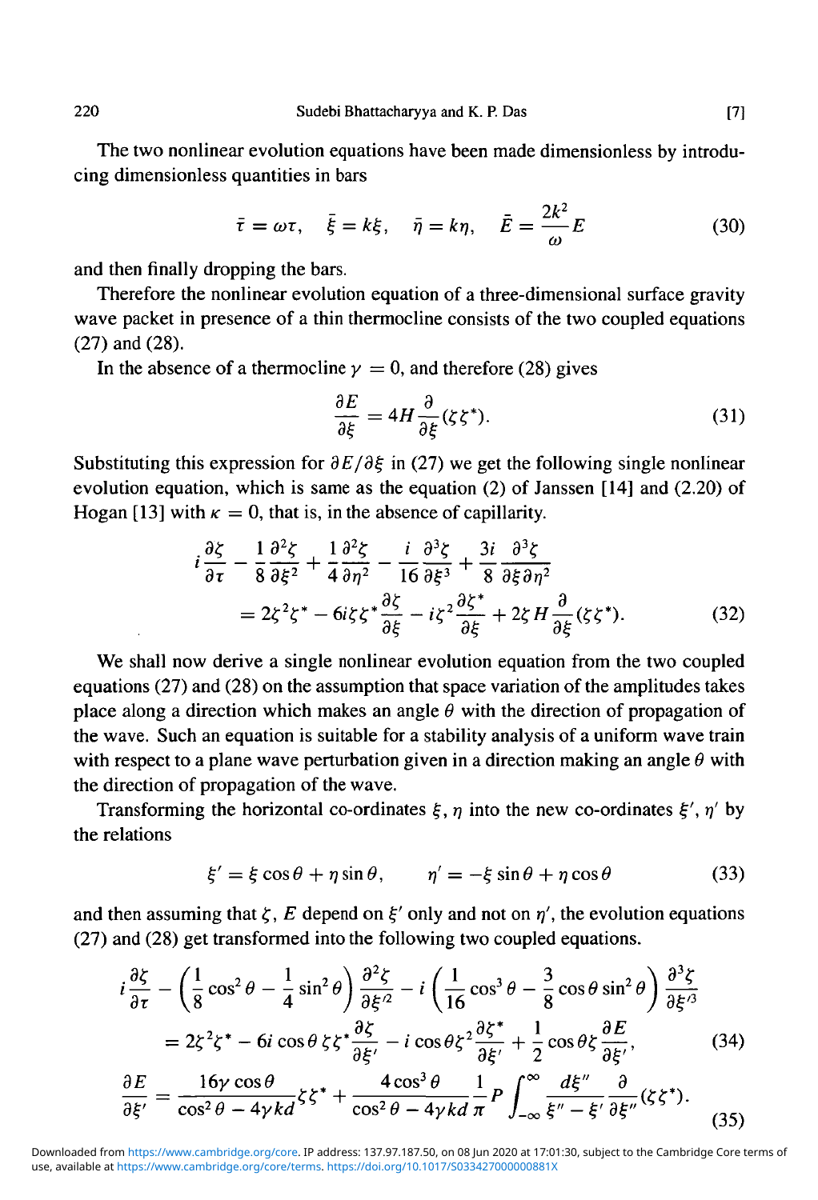The two nonlinear evolution equations have been made dimensionless by introducing dimensionless quantities in bars

$$\bar{\tau} = \omega\tau, \quad \bar{\xi} = k\xi, \quad \bar{\eta} = k\eta, \quad \bar{E} = \frac{2k^2}{\omega}E \tag{30}$$

and then finally dropping the bars.

Therefore the nonlinear evolution equation of a three-dimensional surface gravity wave packet in presence of a thin thermocline consists of the two coupled equations (27) and (28).

In the absence of a thermocline $\gamma = 0$, and therefore (28) gives

$$\frac{\partial E}{\partial \xi} = 4H\frac{\partial}{\partial \xi}(\zeta\zeta^*). \tag{31}$$

Substituting this expression for $\partial E/\partial \xi$ in (27) we get the following single nonlinear evolution equation, which is same as the equation (2) of Janssen [14] and (2.20) of Hogan [13] with $\kappa = 0$, that is, in the absence of capillarity.

$$\begin{aligned} i\frac{\partial \zeta}{\partial \tau} - \frac{1}{8}\frac{\partial^2 \zeta}{\partial \xi^2} + \frac{1}{4}\frac{\partial^2 \zeta}{\partial \eta^2} - \frac{i}{16}\frac{\partial^3 \zeta}{\partial \xi^3} + \frac{3i}{8}\frac{\partial^3 \zeta}{\partial \xi \partial \eta^2} \\ = 2\zeta^2\zeta^* - 6i\zeta\zeta^*\frac{\partial \zeta}{\partial \xi} - i\zeta^2\frac{\partial \zeta^*}{\partial \xi} + 2\zeta H\frac{\partial}{\partial \xi}(\zeta\zeta^*). \end{aligned} \tag{32}$$

We shall now derive a single nonlinear evolution equation from the two coupled equations (27) and (28) on the assumption that space variation of the amplitudes takes place along a direction which makes an angle $\theta$ with the direction of propagation of the wave. Such an equation is suitable for a stability analysis of a uniform wave train with respect to a plane wave perturbation given in a direction making an angle $\theta$ with the direction of propagation of the wave.

Transforming the horizontal co-ordinates $\xi$, $\eta$ into the new co-ordinates $\xi'$, $\eta'$ by the relations

$$\xi' = \xi\cos\theta + \eta\sin\theta, \qquad \eta' = -\xi\sin\theta + \eta\cos\theta \tag{33}$$

and then assuming that $\zeta$, $E$ depend on $\xi'$ only and not on $\eta'$, the evolution equations (27) and (28) get transformed into the following two coupled equations.

$$\begin{aligned} i\frac{\partial \zeta}{\partial \tau} - \left(\frac{1}{8}\cos^2\theta - \frac{1}{4}\sin^2\theta\right)\frac{\partial^2 \zeta}{\partial \xi'^2} - i\left(\frac{1}{16}\cos^3\theta - \frac{3}{8}\cos\theta\sin^2\theta\right)\frac{\partial^3 \zeta}{\partial \xi'^3} \\ = 2\zeta^2\zeta^* - 6i\cos\theta\,\zeta\zeta^*\frac{\partial \zeta}{\partial \xi'} - i\cos\theta\zeta^2\frac{\partial \zeta^*}{\partial \xi'} + \frac{1}{2}\cos\theta\zeta\frac{\partial E}{\partial \xi'}, \end{aligned} \tag{34}$$

$$\frac{\partial E}{\partial \xi'} = \frac{16\gamma\cos\theta}{\cos^2\theta - 4\gamma kd}\zeta\zeta^* + \frac{4\cos^3\theta}{\cos^2\theta - 4\gamma kd}\frac{1}{\pi}P\int_{-\infty}^{\infty}\frac{d\xi''}{\xi'' - \xi'}\frac{\partial}{\partial \xi''}(\zeta\zeta^*). \tag{35}$$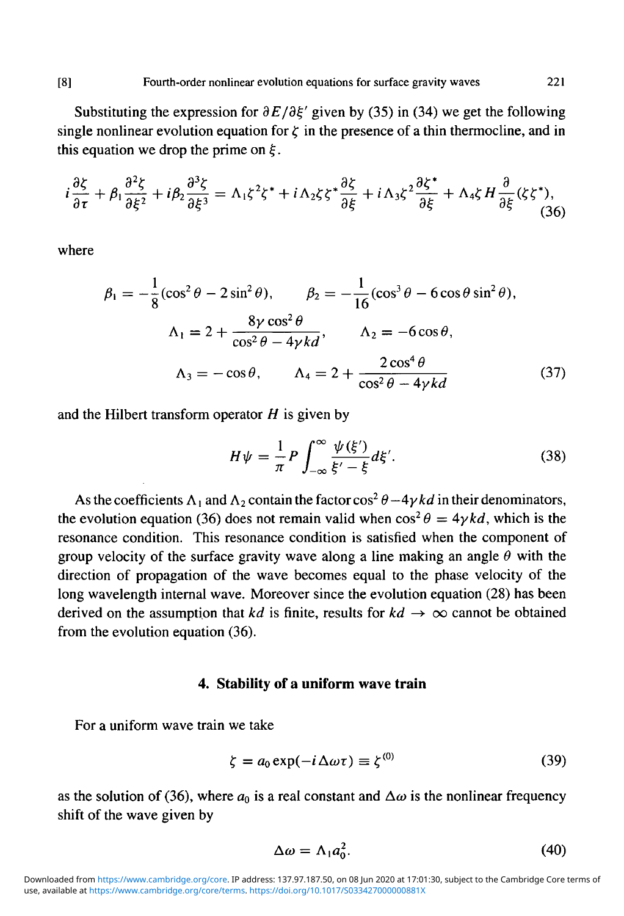Substituting the expression for $\partial E/\partial \xi'$ given by (35) in (34) we get the following single nonlinear evolution equation for $\zeta$ in the presence of a thin thermocline, and in this equation we drop the prime on $\xi$.

$$i\frac{\partial \zeta}{\partial \tau} + \beta_1 \frac{\partial^2 \zeta}{\partial \xi^2} + i\beta_2 \frac{\partial^3 \zeta}{\partial \xi^3} = \Lambda_1 \zeta^2 \zeta^* + i\Lambda_2 \zeta \zeta^* \frac{\partial \zeta}{\partial \xi} + i\Lambda_3 \zeta^2 \frac{\partial \zeta^*}{\partial \xi} + \Lambda_4 \zeta H \frac{\partial}{\partial \xi}(\zeta \zeta^*), \tag{36}$$

where

$$\beta_1 = -\frac{1}{8}(\cos^2\theta - 2\sin^2\theta), \qquad \beta_2 = -\frac{1}{16}(\cos^3\theta - 6\cos\theta\sin^2\theta),$$
$$\Lambda_1 = 2 + \frac{8\gamma\cos^2\theta}{\cos^2\theta - 4\gamma kd}, \qquad \Lambda_2 = -6\cos\theta,$$
$$\Lambda_3 = -\cos\theta, \qquad \Lambda_4 = 2 + \frac{2\cos^4\theta}{\cos^2\theta - 4\gamma kd} \tag{37}$$

and the Hilbert transform operator $H$ is given by

$$H\psi = \frac{1}{\pi} P \int_{-\infty}^{\infty} \frac{\psi(\xi')}{\xi' - \xi} d\xi'. \tag{38}$$

As the coefficients $\Lambda_1$ and $\Lambda_2$ contain the factor $\cos^2\theta - 4\gamma kd$ in their denominators, the evolution equation (36) does not remain valid when $\cos^2\theta = 4\gamma kd$, which is the resonance condition. This resonance condition is satisfied when the component of group velocity of the surface gravity wave along a line making an angle $\theta$ with the direction of propagation of the wave becomes equal to the phase velocity of the long wavelength internal wave. Moreover since the evolution equation (28) has been derived on the assumption that $kd$ is finite, results for $kd \to \infty$ cannot be obtained from the evolution equation (36).

## 4. Stability of a uniform wave train

For a uniform wave train we take

$$\zeta = a_0 \exp(-i\Delta\omega\tau) \equiv \zeta^{(0)} \tag{39}$$

as the solution of (36), where $a_0$ is a real constant and $\Delta\omega$ is the nonlinear frequency shift of the wave given by

$$\Delta\omega = \Lambda_1 a_0^2. \tag{40}$$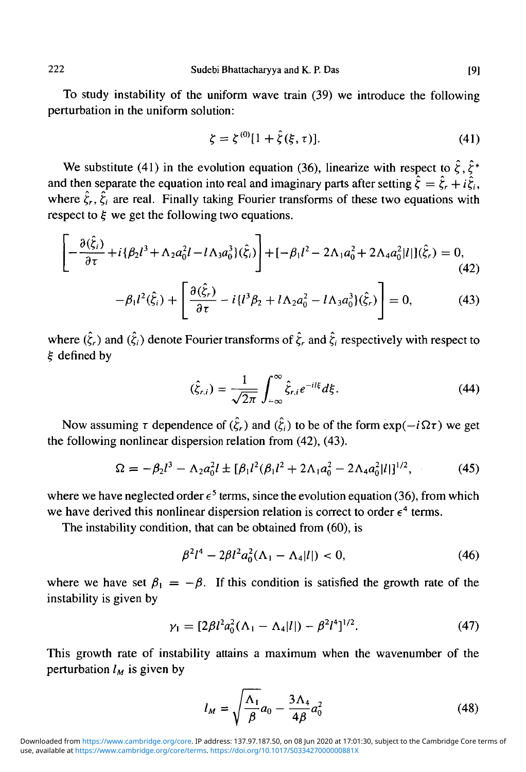To study instability of the uniform wave train (39) we introduce the following perturbation in the uniform solution:

$$\zeta = \zeta^{(0)}[1 + \hat{\zeta}(\xi, \tau)]. \tag{41}$$

We substitute (41) in the evolution equation (36), linearize with respect to $\hat{\zeta}, \hat{\zeta}^*$ and then separate the equation into real and imaginary parts after setting $\hat{\zeta} = \hat{\zeta}_r + i\hat{\zeta}_i$, where $\hat{\zeta}_r, \hat{\zeta}_i$ are real. Finally taking Fourier transforms of these two equations with respect to $\xi$ we get the following two equations.

$$\left[-\frac{\partial(\hat{\zeta}_i)}{\partial \tau} + i\{\beta_2 l^3 + \Lambda_2 a_0^2 l - l\Lambda_3 a_0^3\}(\hat{\zeta}_i)\right] + [-\beta_1 l^2 - 2\Lambda_1 a_0^2 + 2\Lambda_4 a_0^2 |l|](\hat{\zeta}_r) = 0, \tag{42}$$

$$-\beta_1 l^2 (\hat{\zeta}_i) + \left[\frac{\partial(\hat{\zeta}_r)}{\partial \tau} - i\{l^3 \beta_2 + l\Lambda_2 a_0^2 - l\Lambda_3 a_0^3\}(\hat{\zeta}_r)\right] = 0, \tag{43}$$

where $(\hat{\zeta}_r)$ and $(\hat{\zeta}_i)$ denote Fourier transforms of $\hat{\zeta}_r$ and $\hat{\zeta}_i$ respectively with respect to $\xi$ defined by

$$(\hat{\zeta}_{r,i}) = \frac{1}{\sqrt{2\pi}} \int_{-\infty}^{\infty} \hat{\zeta}_{r,i} e^{-il\xi} d\xi. \tag{44}$$

Now assuming $\tau$ dependence of $(\hat{\zeta}_r)$ and $(\hat{\zeta}_i)$ to be of the form $\exp(-i\Omega\tau)$ we get the following nonlinear dispersion relation from (42), (43).

$$\Omega = -\beta_2 l^3 - \Lambda_2 a_0^2 l \pm [\beta_1 l^2 (\beta_1 l^2 + 2\Lambda_1 a_0^2 - 2\Lambda_4 a_0^2 |l|]^{1/2}, \tag{45}$$

where we have neglected order $\epsilon^5$ terms, since the evolution equation (36), from which we have derived this nonlinear dispersion relation is correct to order $\epsilon^4$ terms.

The instability condition, that can be obtained from (60), is

$$\beta^2 l^4 - 2\beta l^2 a_0^2 (\Lambda_1 - \Lambda_4 |l|) < 0, \tag{46}$$

where we have set $\beta_1 = -\beta$. If this condition is satisfied the growth rate of the instability is given by

$$\gamma_1 = [2\beta l^2 a_0^2 (\Lambda_1 - \Lambda_4 |l|) - \beta^2 l^4]^{1/2}. \tag{47}$$

This growth rate of instability attains a maximum when the wavenumber of the perturbation $l_M$ is given by

$$l_M = \sqrt{\frac{\Lambda_1}{\beta}} a_0 - \frac{3\Lambda_4}{4\beta} a_0^2 \tag{48}$$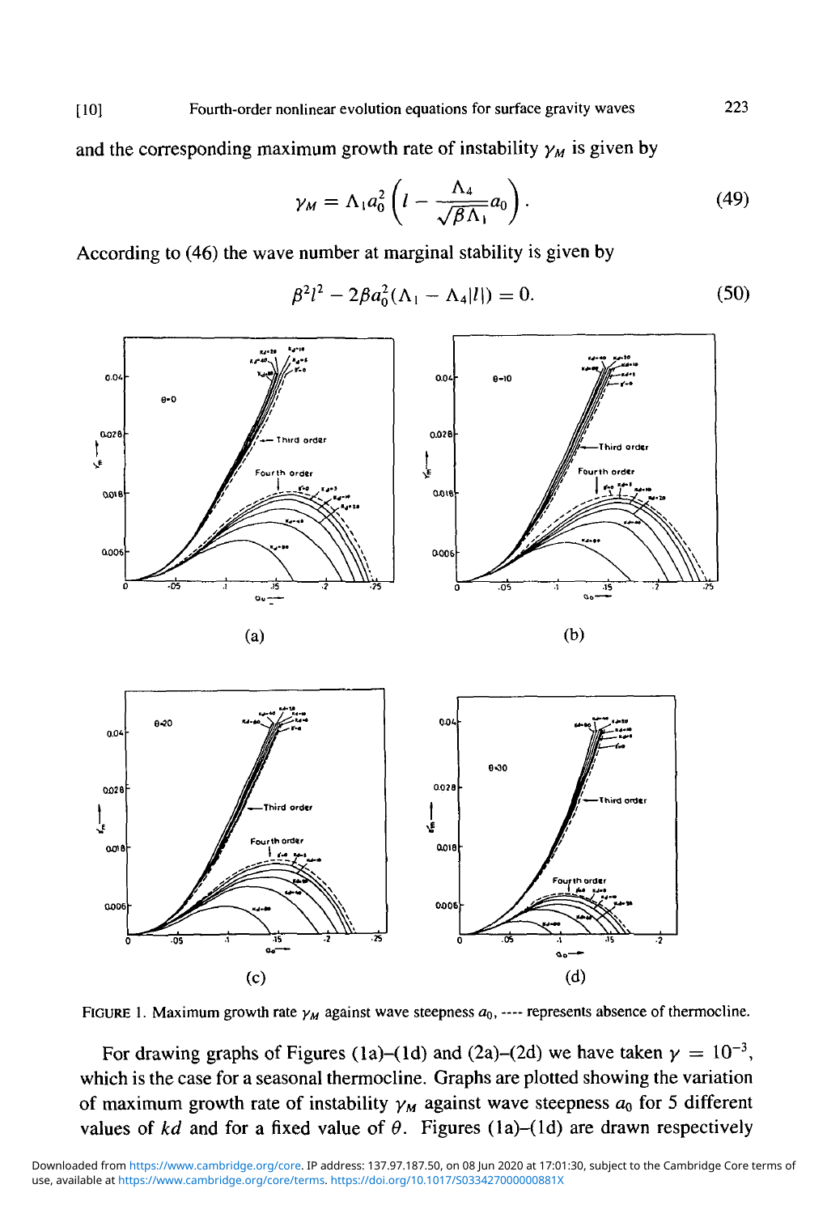and the corresponding maximum growth rate of instability $\gamma_M$ is given by

$$\gamma_M = \Lambda_1 a_0^2 \left( l - \frac{\Lambda_4}{\sqrt{\beta \Lambda_1}} a_0 \right). \tag{49}$$

According to (46) the wave number at marginal stability is given by

$$\beta^2 l^2 - 2\beta a_0^2 (\Lambda_1 - \Lambda_4 |l|) = 0. \tag{50}$$

FIGURE 1. Maximum growth rate $\gamma_M$ against wave steepness $a_0$, ---- represents absence of thermocline.

For drawing graphs of Figures (1a)–(1d) and (2a)–(2d) we have taken $\gamma = 10^{-3}$, which is the case for a seasonal thermocline. Graphs are plotted showing the variation of maximum growth rate of instability $\gamma_M$ against wave steepness $a_0$ for 5 different values of $kd$ and for a fixed value of $\theta$. Figures (1a)–(1d) are drawn respectively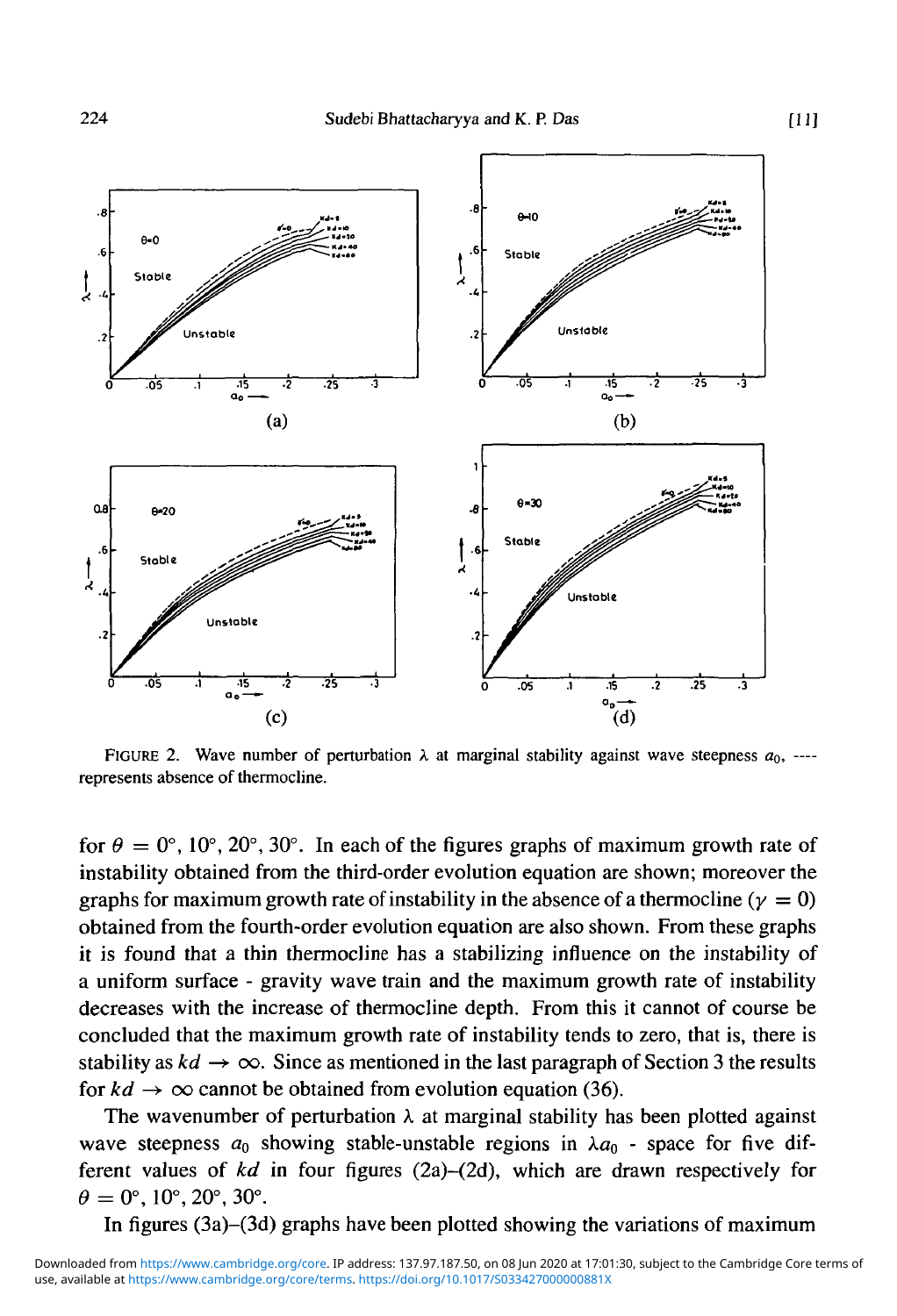FIGURE 2. Wave number of perturbation $\lambda$ at marginal stability against wave steepness $a_0$, ---- represents absence of thermocline.

for $\theta = 0°, 10°, 20°, 30°$. In each of the figures graphs of maximum growth rate of instability obtained from the third-order evolution equation are shown; moreover the graphs for maximum growth rate of instability in the absence of a thermocline ($\gamma = 0$) obtained from the fourth-order evolution equation are also shown. From these graphs it is found that a thin thermocline has a stabilizing influence on the instability of a uniform surface - gravity wave train and the maximum growth rate of instability decreases with the increase of thermocline depth. From this it cannot of course be concluded that the maximum growth rate of instability tends to zero, that is, there is stability as $kd \to \infty$. Since as mentioned in the last paragraph of Section 3 the results for $kd \to \infty$ cannot be obtained from evolution equation (36).

The wavenumber of perturbation $\lambda$ at marginal stability has been plotted against wave steepness $a_0$ showing stable-unstable regions in $\lambda a_0$ - space for five different values of $kd$ in four figures (2a)–(2d), which are drawn respectively for $\theta = 0°, 10°, 20°, 30°$.

In figures (3a)–(3d) graphs have been plotted showing the variations of maximum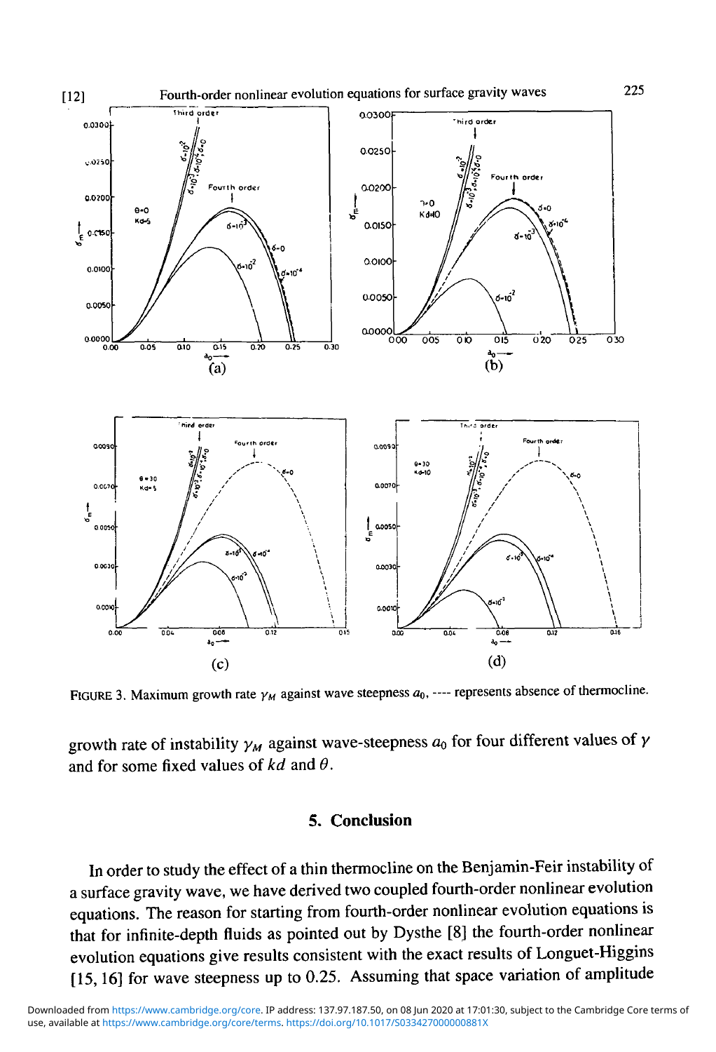FIGURE 3. Maximum growth rate $\gamma_M$ against wave steepness $a_0$, ---- represents absence of thermocline.

growth rate of instability $\gamma_M$ against wave-steepness $a_0$ for four different values of $\gamma$ and for some fixed values of $kd$ and $\theta$.

## 5. Conclusion

In order to study the effect of a thin thermocline on the Benjamin-Feir instability of a surface gravity wave, we have derived two coupled fourth-order nonlinear evolution equations. The reason for starting from fourth-order nonlinear evolution equations is that for infinite-depth fluids as pointed out by Dysthe [8] the fourth-order nonlinear evolution equations give results consistent with the exact results of Longuet-Higgins [15, 16] for wave steepness up to 0.25. Assuming that space variation of amplitude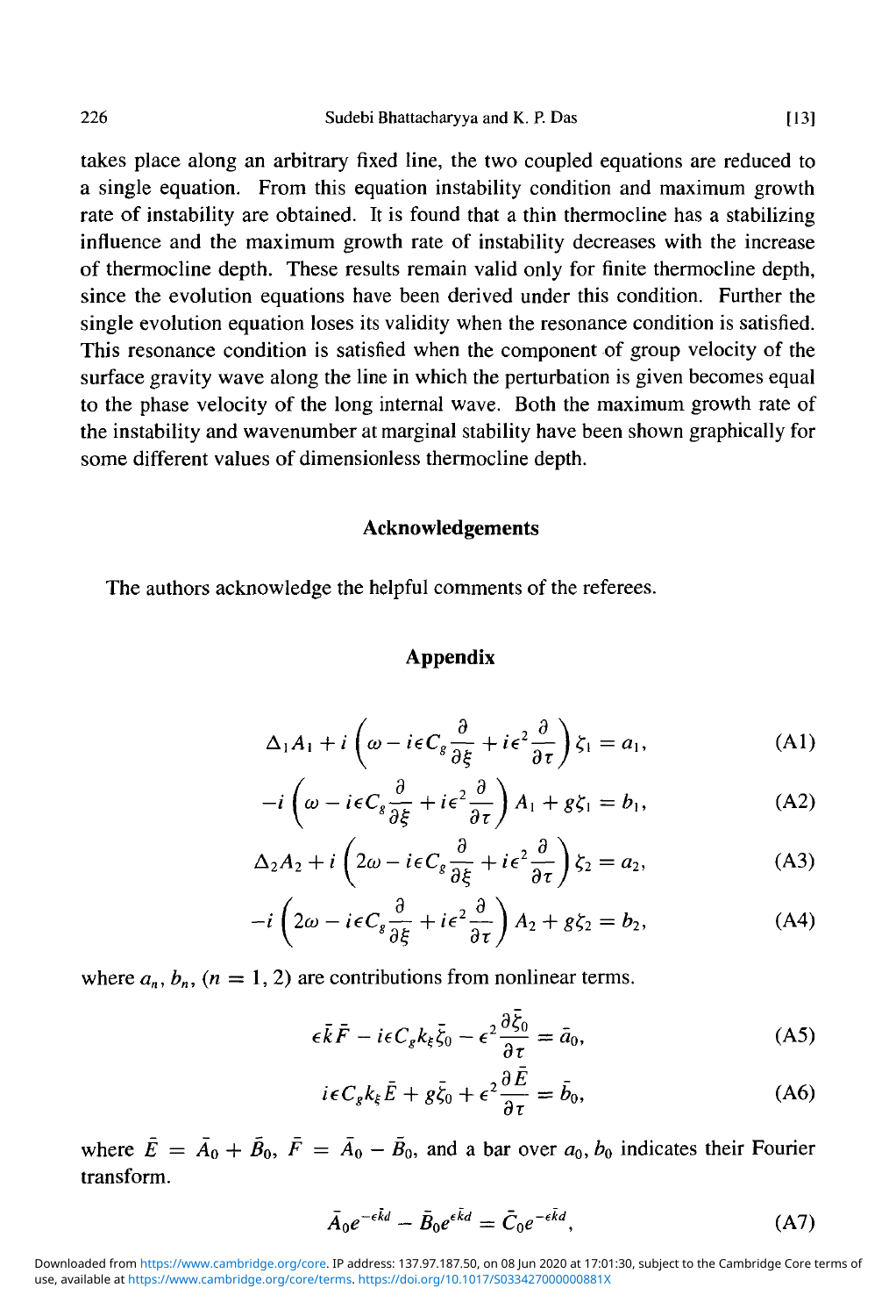takes place along an arbitrary fixed line, the two coupled equations are reduced to a single equation. From this equation instability condition and maximum growth rate of instability are obtained. It is found that a thin thermocline has a stabilizing influence and the maximum growth rate of instability decreases with the increase of thermocline depth. These results remain valid only for finite thermocline depth, since the evolution equations have been derived under this condition. Further the single evolution equation loses its validity when the resonance condition is satisfied. This resonance condition is satisfied when the component of group velocity of the surface gravity wave along the line in which the perturbation is given becomes equal to the phase velocity of the long internal wave. Both the maximum growth rate of the instability and wavenumber at marginal stability have been shown graphically for some different values of dimensionless thermocline depth.

## Acknowledgements

The authors acknowledge the helpful comments of the referees.

## Appendix

$$\Delta_1 A_1 + i\left(\omega - i\epsilon C_g \frac{\partial}{\partial \xi} + i\epsilon^2 \frac{\partial}{\partial \tau}\right)\zeta_1 = a_1, \tag{A1}$$

$$-i\left(\omega - i\epsilon C_g \frac{\partial}{\partial \xi} + i\epsilon^2 \frac{\partial}{\partial \tau}\right) A_1 + g\zeta_1 = b_1, \tag{A2}$$

$$\Delta_2 A_2 + i\left(2\omega - i\epsilon C_g \frac{\partial}{\partial \xi} + i\epsilon^2 \frac{\partial}{\partial \tau}\right)\zeta_2 = a_2, \tag{A3}$$

$$-i\left(2\omega - i\epsilon C_g \frac{\partial}{\partial \xi} + i\epsilon^2 \frac{\partial}{\partial \tau}\right) A_2 + g\zeta_2 = b_2, \tag{A4}$$

where $a_n$, $b_n$, $(n = 1, 2)$ are contributions from nonlinear terms.

$$\epsilon \bar{k} \bar{F} - i\epsilon C_g k_\xi \bar{\zeta}_0 - \epsilon^2 \frac{\partial \bar{\zeta}_0}{\partial \tau} = \bar{a}_0, \tag{A5}$$

$$i\epsilon C_g k_\xi \bar{E} + g\bar{\zeta}_0 + \epsilon^2 \frac{\partial \bar{E}}{\partial \tau} = \bar{b}_0, \tag{A6}$$

where $\bar{E} = \bar{A}_0 + \bar{B}_0$, $\bar{F} = \bar{A}_0 - \bar{B}_0$, and a bar over $a_0, b_0$ indicates their Fourier transform.

$$\bar{A}_0 e^{-\epsilon \bar{k} d} - \bar{B}_0 e^{\epsilon \bar{k} d} = \bar{C}_0 e^{-\epsilon \bar{k} d}, \tag{A7}$$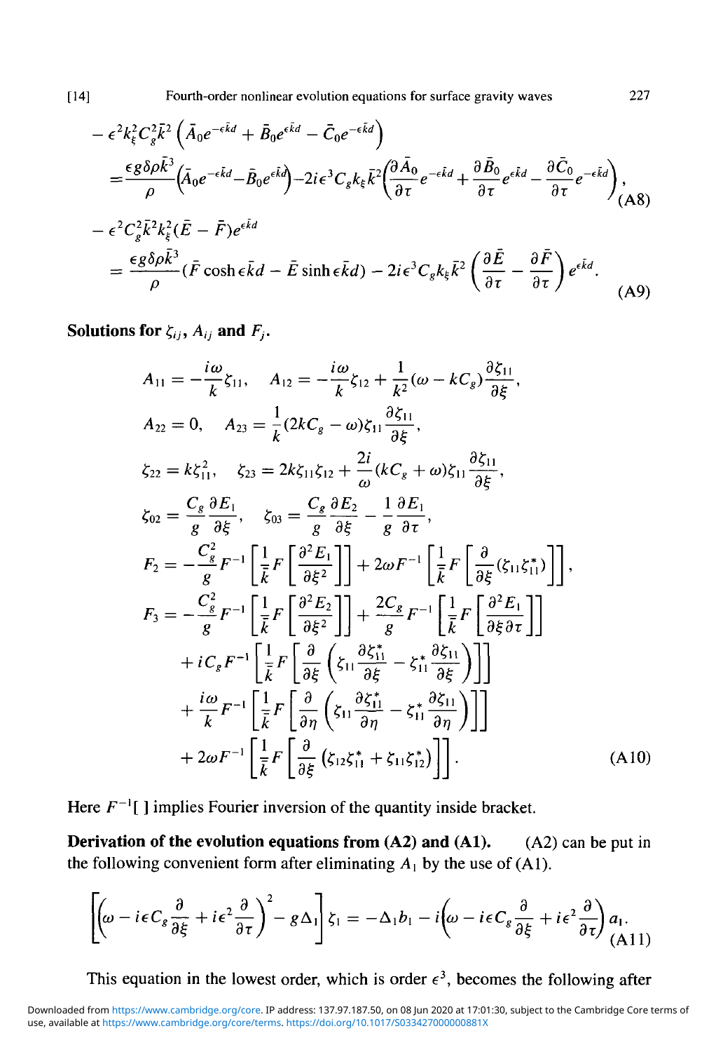$$
\begin{aligned}
&-\epsilon^2 k_\xi^2 C_g^2 \bar{k}^2 \left(\bar{A}_0 e^{-\epsilon \bar{k} d} + \bar{B}_0 e^{\epsilon \bar{k} d} - \bar{C}_0 e^{-\epsilon \bar{k} d}\right) \\
&= \frac{\epsilon g \delta \rho \bar{k}^3}{\rho}\left(\bar{A}_0 e^{-\epsilon \bar{k} d} - \bar{B}_0 e^{\epsilon \bar{k} d}\right) - 2i\epsilon^3 C_g k_\xi \bar{k}^2 \left(\frac{\partial \bar{A}_0}{\partial \tau} e^{-\epsilon \bar{k} d} + \frac{\partial \bar{B}_0}{\partial \tau} e^{\epsilon \bar{k} d} - \frac{\partial \bar{C}_0}{\partial \tau} e^{-\epsilon \bar{k} d}\right),
\end{aligned} \tag{A8}
$$

$$
\begin{aligned}
&-\epsilon^2 C_g^2 \bar{k}^2 k_\xi^2 (\bar{E} - \bar{F}) e^{\epsilon \bar{k} d} \\
&= \frac{\epsilon g \delta \rho \bar{k}^3}{\rho} (\bar{F} \cosh \epsilon \bar{k} d - \bar{E} \sinh \epsilon \bar{k} d) - 2i\epsilon^3 C_g k_\xi \bar{k}^2 \left(\frac{\partial \bar{E}}{\partial \tau} - \frac{\partial \bar{F}}{\partial \tau}\right) e^{\epsilon \bar{k} d}.
\end{aligned} \tag{A9}
$$

**Solutions for $\zeta_{ij}$, $A_{ij}$ and $F_j$.**

$$
\begin{aligned}
&A_{11} = -\frac{i\omega}{k}\zeta_{11}, \quad A_{12} = -\frac{i\omega}{k}\zeta_{12} + \frac{1}{k^2}(\omega - kC_g)\frac{\partial \zeta_{11}}{\partial \xi}, \\
&A_{22} = 0, \quad A_{23} = \frac{1}{k}(2kC_g - \omega)\zeta_{11}\frac{\partial \zeta_{11}}{\partial \xi}, \\
&\zeta_{22} = k\zeta_{11}^2, \quad \zeta_{23} = 2k\zeta_{11}\zeta_{12} + \frac{2i}{\omega}(kC_g + \omega)\zeta_{11}\frac{\partial \zeta_{11}}{\partial \xi}, \\
&\zeta_{02} = \frac{C_g}{g}\frac{\partial E_1}{\partial \xi}, \quad \zeta_{03} = \frac{C_g}{g}\frac{\partial E_2}{\partial \xi} - \frac{1}{g}\frac{\partial E_1}{\partial \tau}, \\
&F_2 = -\frac{C_g^2}{g}F^{-1}\left[\frac{1}{\bar{k}}F\left[\frac{\partial^2 E_1}{\partial \xi^2}\right]\right] + 2\omega F^{-1}\left[\frac{1}{\bar{k}}F\left[\frac{\partial}{\partial \xi}(\zeta_{11}\zeta_{11}^*)\right]\right], \\
&F_3 = -\frac{C_g^2}{g}F^{-1}\left[\frac{1}{\bar{k}}F\left[\frac{\partial^2 E_2}{\partial \xi^2}\right]\right] + \frac{2C_g}{g}F^{-1}\left[\frac{1}{\bar{k}}F\left[\frac{\partial^2 E_1}{\partial \xi \partial \tau}\right]\right] \\
&\quad + iC_g F^{-1}\left[\frac{1}{\bar{k}}F\left[\frac{\partial}{\partial \xi}\left(\zeta_{11}\frac{\partial \zeta_{11}^*}{\partial \xi} - \zeta_{11}^*\frac{\partial \zeta_{11}}{\partial \xi}\right)\right]\right] \\
&\quad + \frac{i\omega}{k}F^{-1}\left[\frac{1}{\bar{k}}F\left[\frac{\partial}{\partial \eta}\left(\zeta_{11}\frac{\partial \zeta_{11}^*}{\partial \eta} - \zeta_{11}^*\frac{\partial \zeta_{11}}{\partial \eta}\right)\right]\right] \\
&\quad + 2\omega F^{-1}\left[\frac{1}{\bar{k}}F\left[\frac{\partial}{\partial \xi}\left(\zeta_{12}\zeta_{11}^* + \zeta_{11}\zeta_{12}^*\right)\right]\right].
\end{aligned} \tag{A10}
$$

Here $F^{-1}[\ ]$ implies Fourier inversion of the quantity inside bracket.

**Derivation of the evolution equations from (A2) and (A1).** (A2) can be put in the following convenient form after eliminating $A_1$ by the use of (A1).

$$
\left[\left(\omega - i\epsilon C_g \frac{\partial}{\partial \xi} + i\epsilon^2 \frac{\partial}{\partial \tau}\right)^2 - g\Delta_1\right]\zeta_1 = -\Delta_1 b_1 - i\left(\omega - i\epsilon C_g \frac{\partial}{\partial \xi} + i\epsilon^2 \frac{\partial}{\partial \tau}\right) a_1. \tag{A11}
$$

This equation in the lowest order, which is order $\epsilon^3$, becomes the following after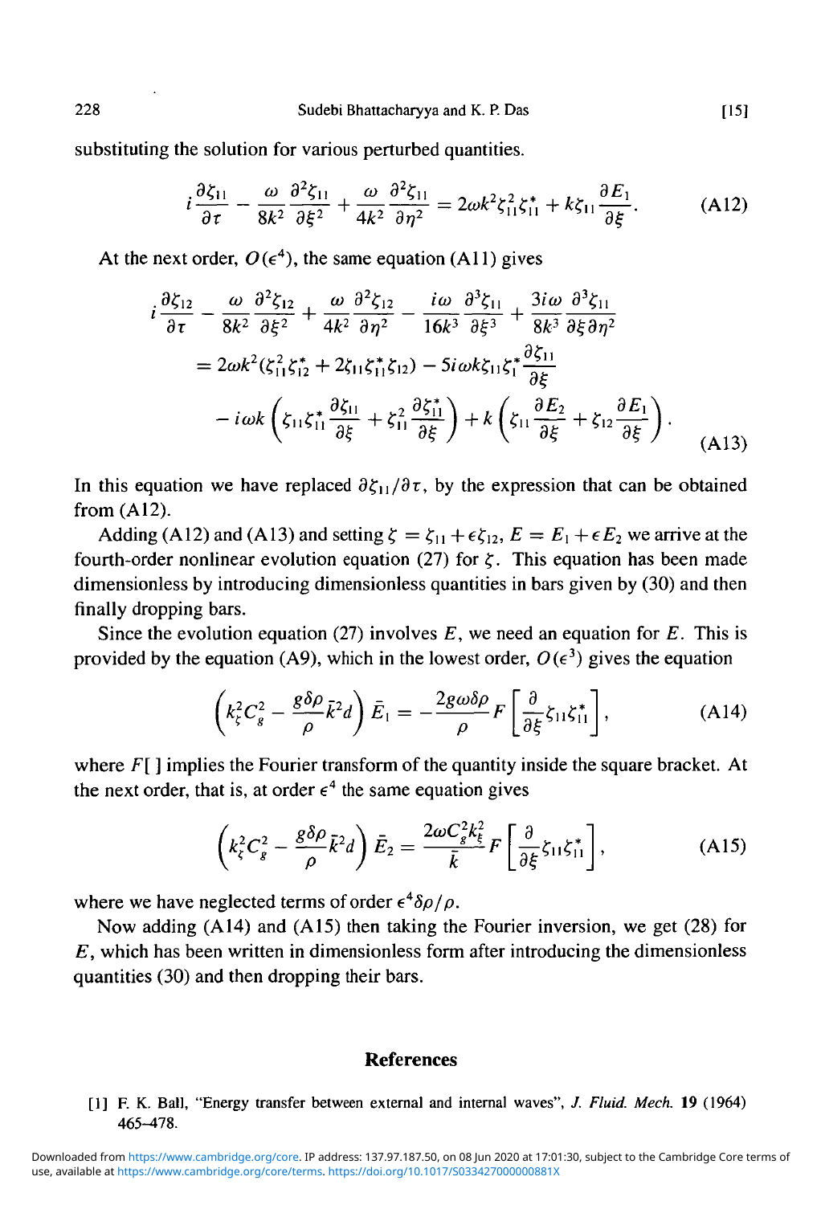substituting the solution for various perturbed quantities.

$$i\frac{\partial \zeta_{11}}{\partial \tau} - \frac{\omega}{8k^2}\frac{\partial^2 \zeta_{11}}{\partial \xi^2} + \frac{\omega}{4k^2}\frac{\partial^2 \zeta_{11}}{\partial \eta^2} = 2\omega k^2 \zeta_{11}^2 \zeta_{11}^* + k\zeta_{11}\frac{\partial E_1}{\partial \xi}. \tag{A12}$$

At the next order, $O(\epsilon^4)$, the same equation (A11) gives

$$\begin{aligned} i\frac{\partial \zeta_{12}}{\partial \tau} &- \frac{\omega}{8k^2}\frac{\partial^2 \zeta_{12}}{\partial \xi^2} + \frac{\omega}{4k^2}\frac{\partial^2 \zeta_{12}}{\partial \eta^2} - \frac{i\omega}{16k^3}\frac{\partial^3 \zeta_{11}}{\partial \xi^3} + \frac{3i\omega}{8k^3}\frac{\partial^3 \zeta_{11}}{\partial \xi \partial \eta^2} \\ &= 2\omega k^2(\zeta_{11}^2\zeta_{12}^* + 2\zeta_{11}\zeta_{11}^*\zeta_{12}) - 5i\omega k \zeta_{11}\zeta_1^* \frac{\partial \zeta_{11}}{\partial \xi} \\ &\quad - i\omega k\left(\zeta_{11}\zeta_{11}^*\frac{\partial \zeta_{11}}{\partial \xi} + \zeta_{11}^2\frac{\partial \zeta_{11}^*}{\partial \xi}\right) + k\left(\zeta_{11}\frac{\partial E_2}{\partial \xi} + \zeta_{12}\frac{\partial E_1}{\partial \xi}\right). \end{aligned} \tag{A13}$$

In this equation we have replaced $\partial \zeta_{11}/\partial \tau$, by the expression that can be obtained from (A12).

Adding (A12) and (A13) and setting $\zeta = \zeta_{11} + \epsilon \zeta_{12}$, $E = E_1 + \epsilon E_2$ we arrive at the fourth-order nonlinear evolution equation (27) for $\zeta$. This equation has been made dimensionless by introducing dimensionless quantities in bars given by (30) and then finally dropping bars.

Since the evolution equation (27) involves $E$, we need an equation for $E$. This is provided by the equation (A9), which in the lowest order, $O(\epsilon^3)$ gives the equation

$$\left(k_\xi^2 C_g^2 - \frac{g\delta\rho}{\rho}\bar{k}^2 d\right)\bar{E}_1 = -\frac{2g\omega\delta\rho}{\rho}F\left[\frac{\partial}{\partial \xi}\zeta_{11}\zeta_{11}^*\right], \tag{A14}$$

where $F[\,]$ implies the Fourier transform of the quantity inside the square bracket. At the next order, that is, at order $\epsilon^4$ the same equation gives

$$\left(k_\xi^2 C_g^2 - \frac{g\delta\rho}{\rho}\bar{k}^2 d\right)\bar{E}_2 = \frac{2\omega C_g^2 k_\xi^2}{\bar{k}}F\left[\frac{\partial}{\partial \xi}\zeta_{11}\zeta_{11}^*\right], \tag{A15}$$

where we have neglected terms of order $\epsilon^4 \delta\rho/\rho$.

Now adding (A14) and (A15) then taking the Fourier inversion, we get (28) for $E$, which has been written in dimensionless form after introducing the dimensionless quantities (30) and then dropping their bars.

## References

[1] F. K. Ball, "Energy transfer between external and internal waves", *J. Fluid. Mech.* **19** (1964) 465–478.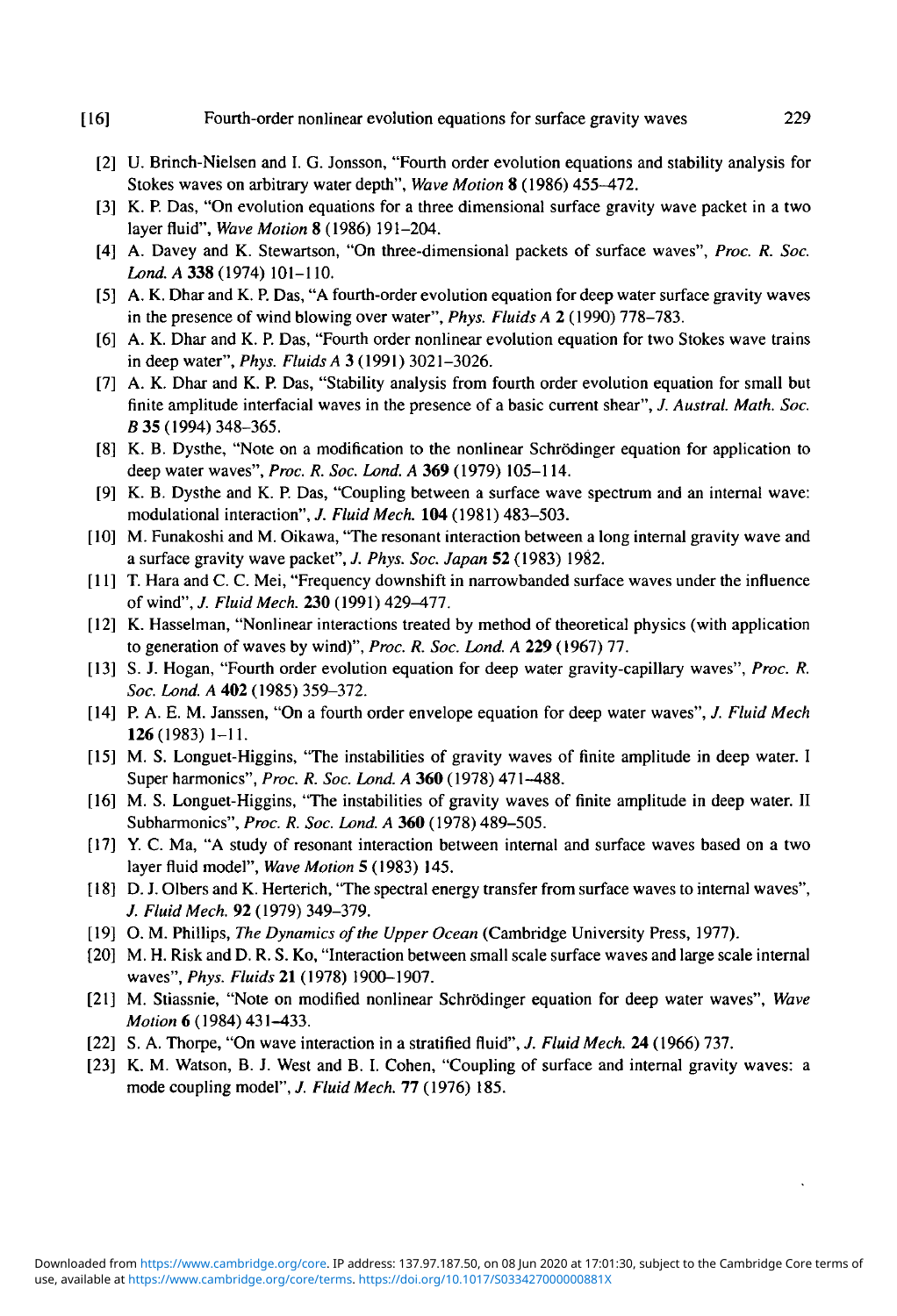[2] U. Brinch-Nielsen and I. G. Jonsson, "Fourth order evolution equations and stability analysis for Stokes waves on arbitrary water depth", *Wave Motion* **8** (1986) 455–472.

[3] K. P. Das, "On evolution equations for a three dimensional surface gravity wave packet in a two layer fluid", *Wave Motion* **8** (1986) 191–204.

[4] A. Davey and K. Stewartson, "On three-dimensional packets of surface waves", *Proc. R. Soc. Lond. A* **338** (1974) 101–110.

[5] A. K. Dhar and K. P. Das, "A fourth-order evolution equation for deep water surface gravity waves in the presence of wind blowing over water", *Phys. Fluids A* **2** (1990) 778–783.

[6] A. K. Dhar and K. P. Das, "Fourth order nonlinear evolution equation for two Stokes wave trains in deep water", *Phys. Fluids A* **3** (1991) 3021–3026.

[7] A. K. Dhar and K. P. Das, "Stability analysis from fourth order evolution equation for small but finite amplitude interfacial waves in the presence of a basic current shear", *J. Austral. Math. Soc. B* **35** (1994) 348–365.

[8] K. B. Dysthe, "Note on a modification to the nonlinear Schrödinger equation for application to deep water waves", *Proc. R. Soc. Lond. A* **369** (1979) 105–114.

[9] K. B. Dysthe and K. P. Das, "Coupling between a surface wave spectrum and an internal wave: modulational interaction", *J. Fluid Mech.* **104** (1981) 483–503.

[10] M. Funakoshi and M. Oikawa, "The resonant interaction between a long internal gravity wave and a surface gravity wave packet", *J. Phys. Soc. Japan* **52** (1983) 1982.

[11] T. Hara and C. C. Mei, "Frequency downshift in narrowbanded surface waves under the influence of wind", *J. Fluid Mech.* **230** (1991) 429–477.

[12] K. Hasselman, "Nonlinear interactions treated by method of theoretical physics (with application to generation of waves by wind)", *Proc. R. Soc. Lond. A* **229** (1967) 77.

[13] S. J. Hogan, "Fourth order evolution equation for deep water gravity-capillary waves", *Proc. R. Soc. Lond. A* **402** (1985) 359–372.

[14] P. A. E. M. Janssen, "On a fourth order envelope equation for deep water waves", *J. Fluid Mech* **126** (1983) 1–11.

[15] M. S. Longuet-Higgins, "The instabilities of gravity waves of finite amplitude in deep water. I Super harmonics", *Proc. R. Soc. Lond. A* **360** (1978) 471–488.

[16] M. S. Longuet-Higgins, "The instabilities of gravity waves of finite amplitude in deep water. II Subharmonics", *Proc. R. Soc. Lond. A* **360** (1978) 489–505.

[17] Y. C. Ma, "A study of resonant interaction between internal and surface waves based on a two layer fluid model", *Wave Motion* **5** (1983) 145.

[18] D. J. Olbers and K. Herterich, "The spectral energy transfer from surface waves to internal waves", *J. Fluid Mech.* **92** (1979) 349–379.

[19] O. M. Phillips, *The Dynamics of the Upper Ocean* (Cambridge University Press, 1977).

[20] M. H. Risk and D. R. S. Ko, "Interaction between small scale surface waves and large scale internal waves", *Phys. Fluids* **21** (1978) 1900–1907.

[21] M. Stiassnie, "Note on modified nonlinear Schrödinger equation for deep water waves", *Wave Motion* **6** (1984) 431–433.

[22] S. A. Thorpe, "On wave interaction in a stratified fluid", *J. Fluid Mech.* **24** (1966) 737.

[23] K. M. Watson, B. J. West and B. I. Cohen, "Coupling of surface and internal gravity waves: a mode coupling model", *J. Fluid Mech.* **77** (1976) 185.